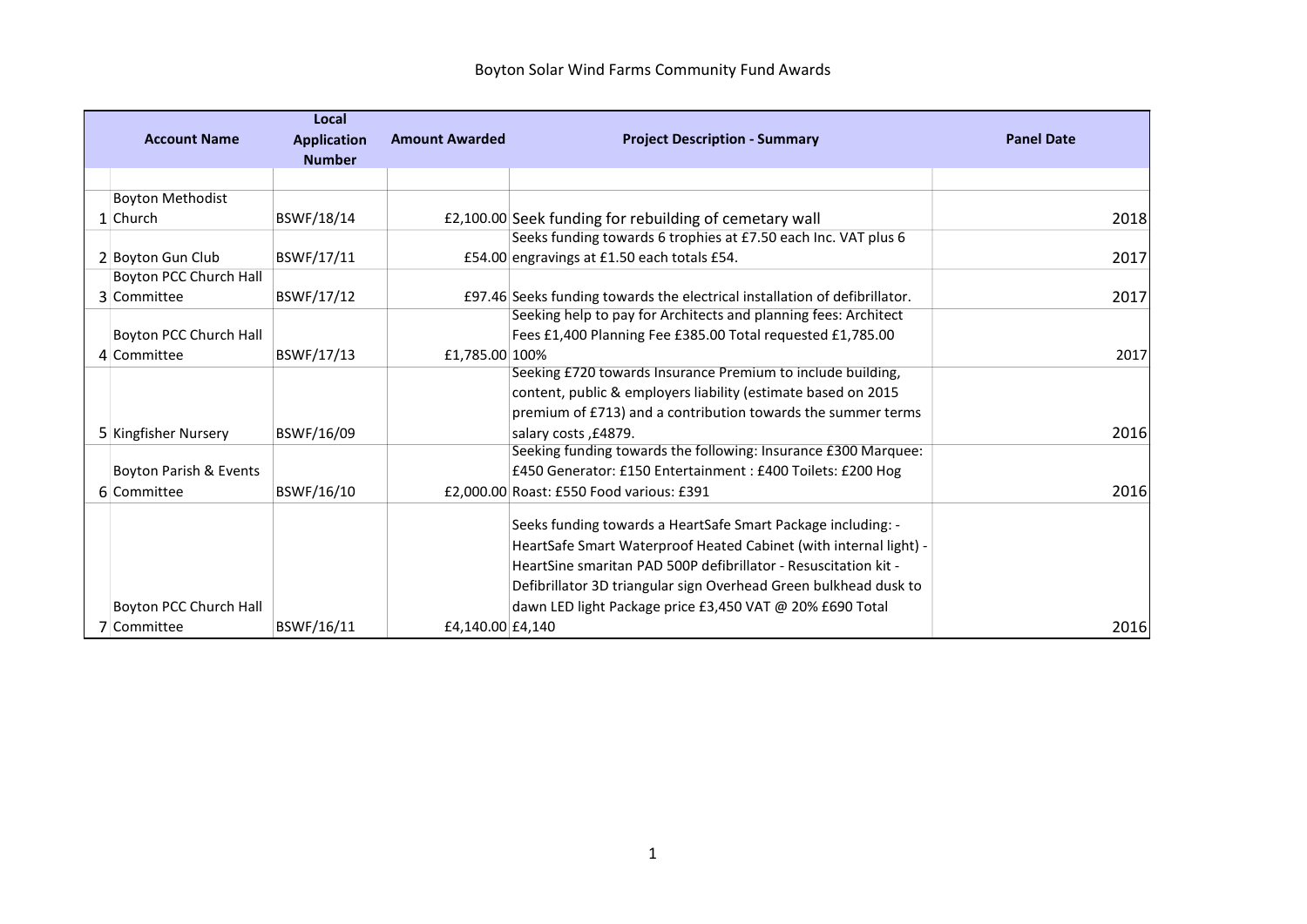# Boyton Solar Wind Farms Community Fund Awards

| | Account Name | Local Application Number | Amount Awarded | Project Description - Summary | Panel Date |
|---|---|---|---|---|---|
| | | | | | |
| 1 | Boyton Methodist Church | BSWF/18/14 | £2,100.00 | Seek funding for rebuilding of cemetary wall | 2018 |
| 2 | Boyton Gun Club | BSWF/17/11 | £54.00 | Seeks funding towards 6 trophies at £7.50 each Inc. VAT plus 6 engravings at £1.50 each totals £54. | 2017 |
| 3 | Boyton PCC Church Hall Committee | BSWF/17/12 | £97.46 | Seeks funding towards the electrical installation of defibrillator. | 2017 |
| 4 | Boyton PCC Church Hall Committee | BSWF/17/13 | £1,785.00 | Seeking help to pay for Architects and planning fees: Architect Fees £1,400 Planning Fee £385.00 Total requested £1,785.00 100% | 2017 |
| 5 | Kingfisher Nursery | BSWF/16/09 | | Seeking £720 towards Insurance Premium to include building, content, public & employers liability (estimate based on 2015 premium of £713) and a contribution towards the summer terms salary costs ,£4879. | 2016 |
| 6 | Boyton Parish & Events Committee | BSWF/16/10 | £2,000.00 | Seeking funding towards the following: Insurance £300 Marquee: £450 Generator: £150 Entertainment : £400 Toilets: £200 Hog Roast: £550 Food various: £391 | 2016 |
| 7 | Boyton PCC Church Hall Committee | BSWF/16/11 | £4,140.00 | Seeks funding towards a HeartSafe Smart Package including: - HeartSafe Smart Waterproof Heated Cabinet (with internal light) - HeartSine smaritan PAD 500P defibrillator - Resuscitation kit - Defibrillator 3D triangular sign Overhead Green bulkhead dusk to dawn LED light Package price £3,450 VAT @ 20% £690 Total £4,140 | 2016 |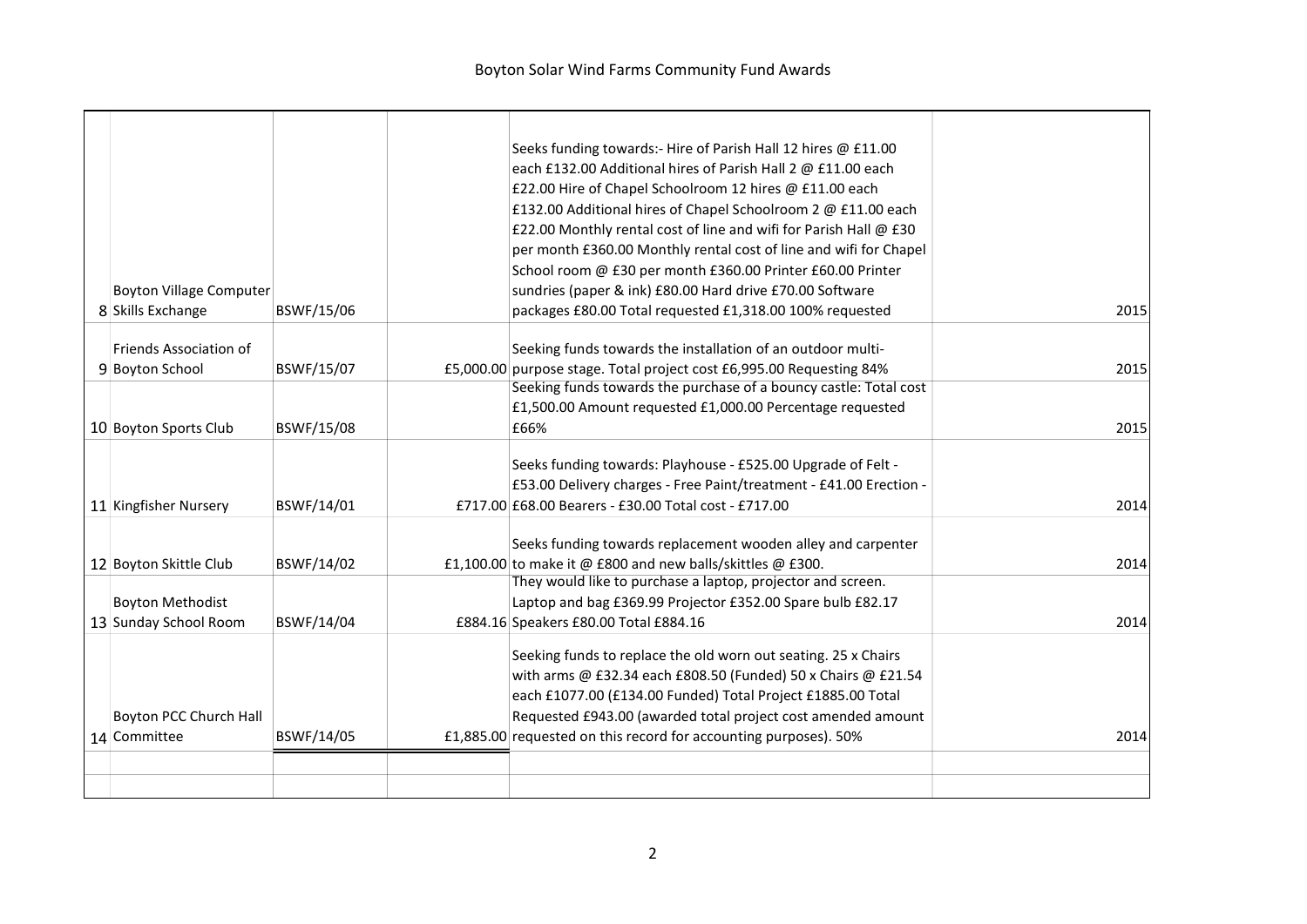# Boyton Solar Wind Farms Community Fund Awards

| | | | | | |
|---|---|---|---|---|---|
| 8 | Boyton Village Computer Skills Exchange | BSWF/15/06 | | Seeks funding towards:- Hire of Parish Hall 12 hires @ £11.00 each £132.00 Additional hires of Parish Hall 2 @ £11.00 each £22.00 Hire of Chapel Schoolroom 12 hires @ £11.00 each £132.00 Additional hires of Chapel Schoolroom 2 @ £11.00 each £22.00 Monthly rental cost of line and wifi for Parish Hall @ £30 per month £360.00 Monthly rental cost of line and wifi for Chapel School room @ £30 per month £360.00 Printer £60.00 Printer sundries (paper & ink) £80.00 Hard drive £70.00 Software packages £80.00 Total requested £1,318.00 100% requested | 2015 |
| 9 | Friends Association of Boyton School | BSWF/15/07 | £5,000.00 | Seeking funds towards the installation of an outdoor multi-purpose stage. Total project cost £6,995.00 Requesting 84% | 2015 |
| 10 | Boyton Sports Club | BSWF/15/08 | | Seeking funds towards the purchase of a bouncy castle: Total cost £1,500.00 Amount requested £1,000.00 Percentage requested £66% | 2015 |
| 11 | Kingfisher Nursery | BSWF/14/01 | £717.00 | Seeks funding towards: Playhouse - £525.00 Upgrade of Felt - £53.00 Delivery charges - Free Paint/treatment - £41.00 Erection - £68.00 Bearers - £30.00 Total cost - £717.00 | 2014 |
| 12 | Boyton Skittle Club | BSWF/14/02 | £1,100.00 | Seeks funding towards replacement wooden alley and carpenter to make it @ £800 and new balls/skittles @ £300. | 2014 |
| 13 | Boyton Methodist Sunday School Room | BSWF/14/04 | £884.16 | They would like to purchase a laptop, projector and screen. Laptop and bag £369.99 Projector £352.00 Spare bulb £82.17 Speakers £80.00 Total £884.16 | 2014 |
| 14 | Boyton PCC Church Hall Committee | BSWF/14/05 | £1,885.00 | Seeking funds to replace the old worn out seating. 25 x Chairs with arms @ £32.34 each £808.50 (Funded) 50 x Chairs @ £21.54 each £1077.00 (£134.00 Funded) Total Project £1885.00 Total Requested £943.00 (awarded total project cost amended amount requested on this record for accounting purposes). 50% | 2014 |
| | | | | | |
| | | | | | |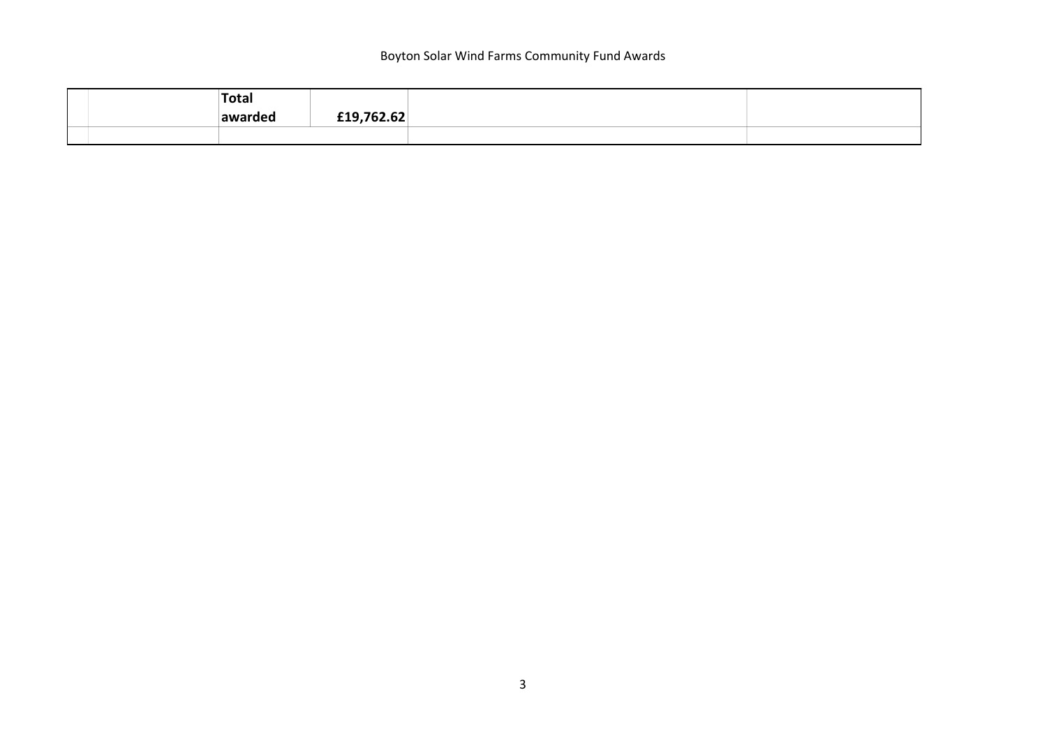| | | | | | |
|---|---|---|---|---|---|
| | | Total awarded | £19,762.62 | | |
| | | | | | |